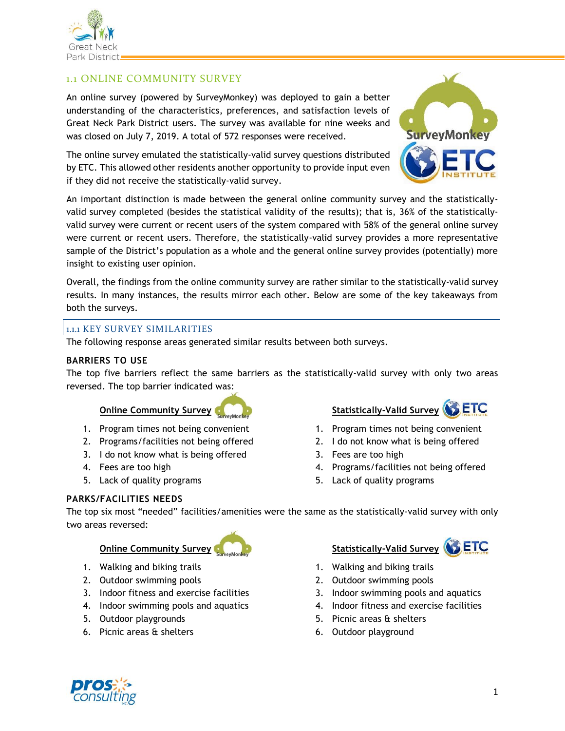## 1.1 ONLINE COMMUNITY SURVEY

An online survey (powered by SurveyMonkey) was deployed to gain a better understanding of the characteristics, preferences, and satisfaction levels of Great Neck Park District users. The survey was available for nine weeks and was closed on July 7, 2019. A total of 572 responses were received.

The online survey emulated the statistically-valid survey questions distributed by ETC. This allowed other residents another opportunity to provide input even if they did not receive the statistically-valid survey.

An important distinction is made between the general online community survey and the statistically-valid survey completed (besides the statistical validity of the results); that is, 36% of the statistically-valid survey were current or recent users of the system compared with 58% of the general online survey were current or recent users. Therefore, the statistically-valid survey provides a more representative sample of the District's population as a whole and the general online survey provides (potentially) more insight to existing user opinion.

Overall, the findings from the online community survey are rather similar to the statistically-valid survey results. In many instances, the results mirror each other. Below are some of the key takeaways from both the surveys.

### 1.1.1 KEY SURVEY SIMILARITIES

The following response areas generated similar results between both surveys.

**BARRIERS TO USE**

The top five barriers reflect the same barriers as the statistically-valid survey with only two areas reversed. The top barrier indicated was:

**Online Community Survey**

1. Program times not being convenient
2. Programs/facilities not being offered
3. I do not know what is being offered
4. Fees are too high
5. Lack of quality programs

**Statistically-Valid Survey**

1. Program times not being convenient
2. I do not know what is being offered
3. Fees are too high
4. Programs/facilities not being offered
5. Lack of quality programs

**PARKS/FACILITIES NEEDS**

The top six most "needed" facilities/amenities were the same as the statistically-valid survey with only two areas reversed:

**Online Community Survey**

1. Walking and biking trails
2. Outdoor swimming pools
3. Indoor fitness and exercise facilities
4. Indoor swimming pools and aquatics
5. Outdoor playgrounds
6. Picnic areas & shelters

**Statistically-Valid Survey**

1. Walking and biking trails
2. Outdoor swimming pools
3. Indoor swimming pools and aquatics
4. Indoor fitness and exercise facilities
5. Picnic areas & shelters
6. Outdoor playground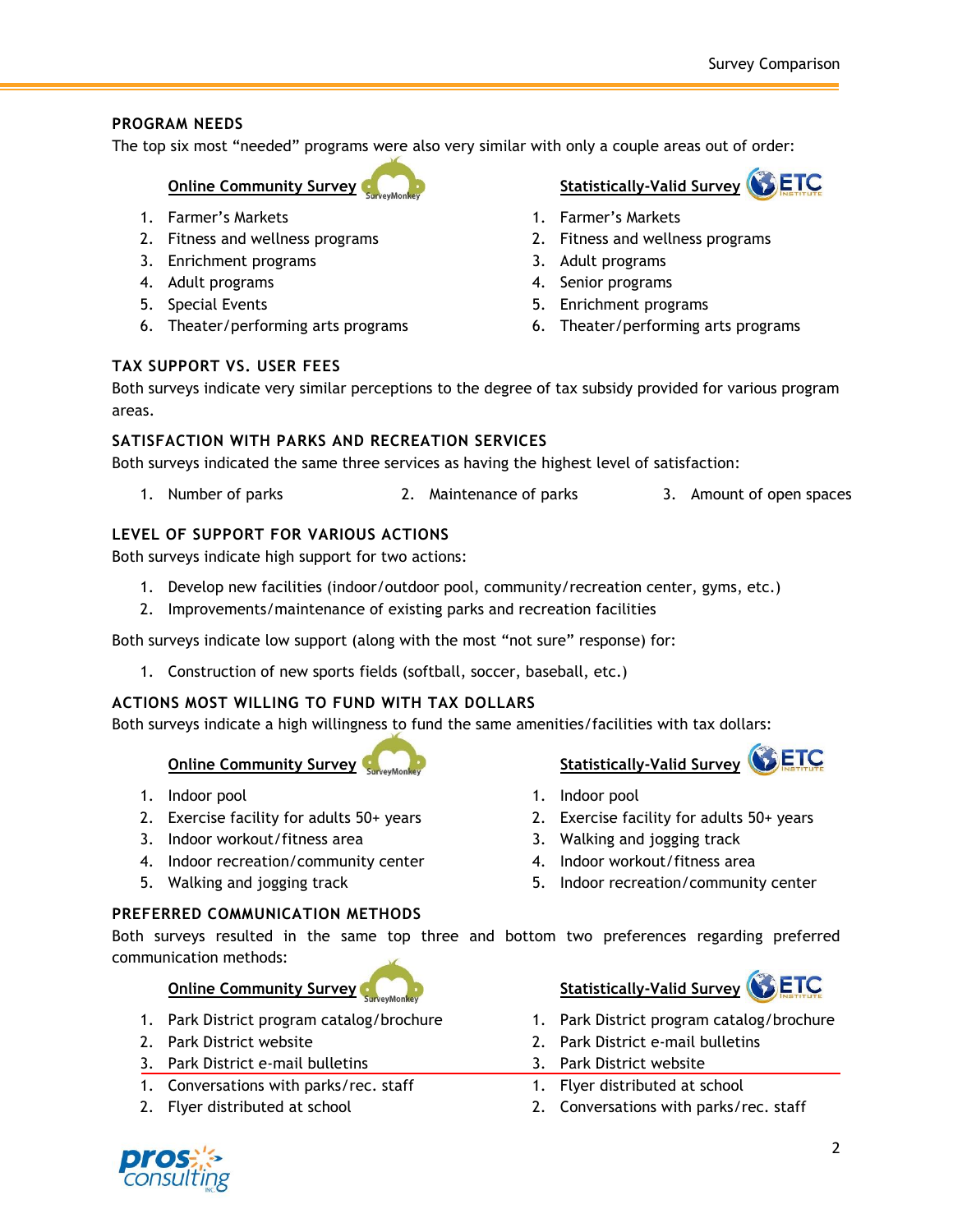## PROGRAM NEEDS

The top six most "needed" programs were also very similar with only a couple areas out of order:

**Online Community Survey**

1. Farmer's Markets
2. Fitness and wellness programs
3. Enrichment programs
4. Adult programs
5. Special Events
6. Theater/performing arts programs

**Statistically-Valid Survey**

1. Farmer's Markets
2. Fitness and wellness programs
3. Adult programs
4. Senior programs
5. Enrichment programs
6. Theater/performing arts programs

## TAX SUPPORT VS. USER FEES

Both surveys indicate very similar perceptions to the degree of tax subsidy provided for various program areas.

## SATISFACTION WITH PARKS AND RECREATION SERVICES

Both surveys indicated the same three services as having the highest level of satisfaction:

1. Number of parks
2. Maintenance of parks
3. Amount of open spaces

## LEVEL OF SUPPORT FOR VARIOUS ACTIONS

Both surveys indicate high support for two actions:

1. Develop new facilities (indoor/outdoor pool, community/recreation center, gyms, etc.)
2. Improvements/maintenance of existing parks and recreation facilities

Both surveys indicate low support (along with the most "not sure" response) for:

1. Construction of new sports fields (softball, soccer, baseball, etc.)

## ACTIONS MOST WILLING TO FUND WITH TAX DOLLARS

Both surveys indicate a high willingness to fund the same amenities/facilities with tax dollars:

**Online Community Survey**

1. Indoor pool
2. Exercise facility for adults 50+ years
3. Indoor workout/fitness area
4. Indoor recreation/community center
5. Walking and jogging track

**Statistically-Valid Survey**

1. Indoor pool
2. Exercise facility for adults 50+ years
3. Walking and jogging track
4. Indoor workout/fitness area
5. Indoor recreation/community center

## PREFERRED COMMUNICATION METHODS

Both surveys resulted in the same top three and bottom two preferences regarding preferred communication methods:

**Online Community Survey**

1. Park District program catalog/brochure
2. Park District website
3. Park District e-mail bulletins

---

1. Conversations with parks/rec. staff
2. Flyer distributed at school

**Statistically-Valid Survey**

1. Park District program catalog/brochure
2. Park District e-mail bulletins
3. Park District website

---

1. Flyer distributed at school
2. Conversations with parks/rec. staff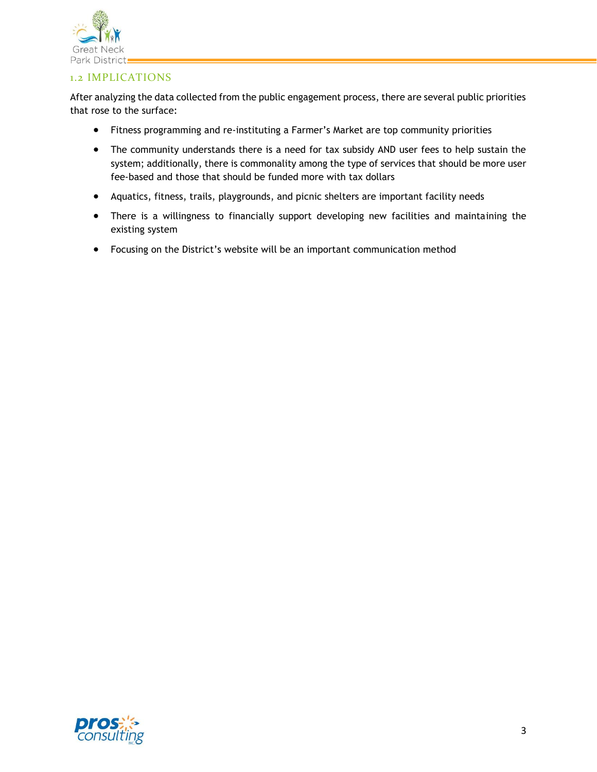## 1.2 IMPLICATIONS

After analyzing the data collected from the public engagement process, there are several public priorities that rose to the surface:

- Fitness programming and re-instituting a Farmer's Market are top community priorities
- The community understands there is a need for tax subsidy AND user fees to help sustain the system; additionally, there is commonality among the type of services that should be more user fee-based and those that should be funded more with tax dollars
- Aquatics, fitness, trails, playgrounds, and picnic shelters are important facility needs
- There is a willingness to financially support developing new facilities and maintaining the existing system
- Focusing on the District's website will be an important communication method